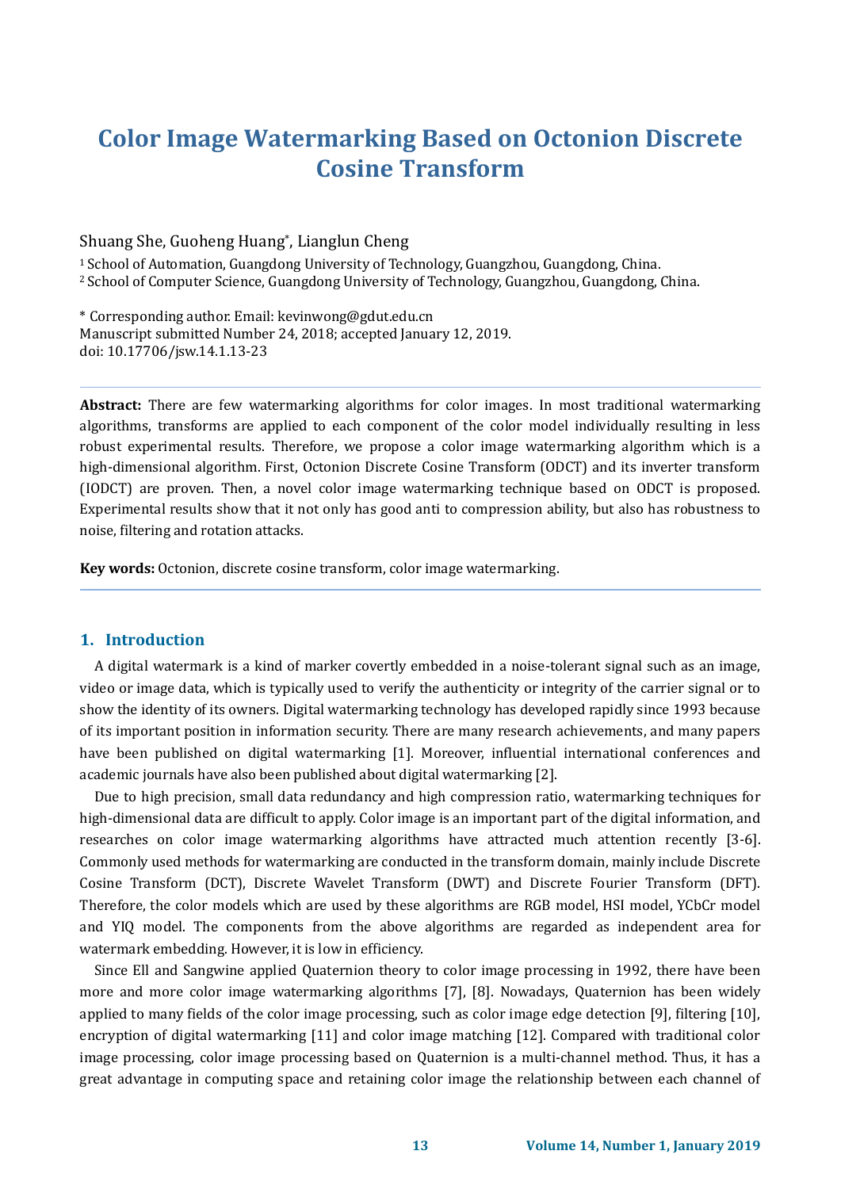# Color Image Watermarking Based on Octonion Discrete Cosine Transform

Shuang She, Guoheng Huang*, Lianglun Cheng

[1] School of Automation, Guangdong University of Technology, Guangzhou, Guangdong, China.
[2] School of Computer Science, Guangdong University of Technology, Guangzhou, Guangdong, China.

\* Corresponding author. Email: kevinwong@gdut.edu.cn
Manuscript submitted Number 24, 2018; accepted January 12, 2019.
doi: 10.17706/jsw.14.1.13-23

---

**Abstract:** There are few watermarking algorithms for color images. In most traditional watermarking algorithms, transforms are applied to each component of the color model individually resulting in less robust experimental results. Therefore, we propose a color image watermarking algorithm which is a high-dimensional algorithm. First, Octonion Discrete Cosine Transform (ODCT) and its inverter transform (IODCT) are proven. Then, a novel color image watermarking technique based on ODCT is proposed. Experimental results show that it not only has good anti to compression ability, but also has robustness to noise, filtering and rotation attacks.

**Key words:** Octonion, discrete cosine transform, color image watermarking.

---

## 1. Introduction

A digital watermark is a kind of marker covertly embedded in a noise-tolerant signal such as an image, video or image data, which is typically used to verify the authenticity or integrity of the carrier signal or to show the identity of its owners. Digital watermarking technology has developed rapidly since 1993 because of its important position in information security. There are many research achievements, and many papers have been published on digital watermarking [1]. Moreover, influential international conferences and academic journals have also been published about digital watermarking [2].

Due to high precision, small data redundancy and high compression ratio, watermarking techniques for high-dimensional data are difficult to apply. Color image is an important part of the digital information, and researches on color image watermarking algorithms have attracted much attention recently [3-6]. Commonly used methods for watermarking are conducted in the transform domain, mainly include Discrete Cosine Transform (DCT), Discrete Wavelet Transform (DWT) and Discrete Fourier Transform (DFT). Therefore, the color models which are used by these algorithms are RGB model, HSI model, YCbCr model and YIQ model. The components from the above algorithms are regarded as independent area for watermark embedding. However, it is low in efficiency.

Since Ell and Sangwine applied Quaternion theory to color image processing in 1992, there have been more and more color image watermarking algorithms [7], [8]. Nowadays, Quaternion has been widely applied to many fields of the color image processing, such as color image edge detection [9], filtering [10], encryption of digital watermarking [11] and color image matching [12]. Compared with traditional color image processing, color image processing based on Quaternion is a multi-channel method. Thus, it has a great advantage in computing space and retaining color image the relationship between each channel of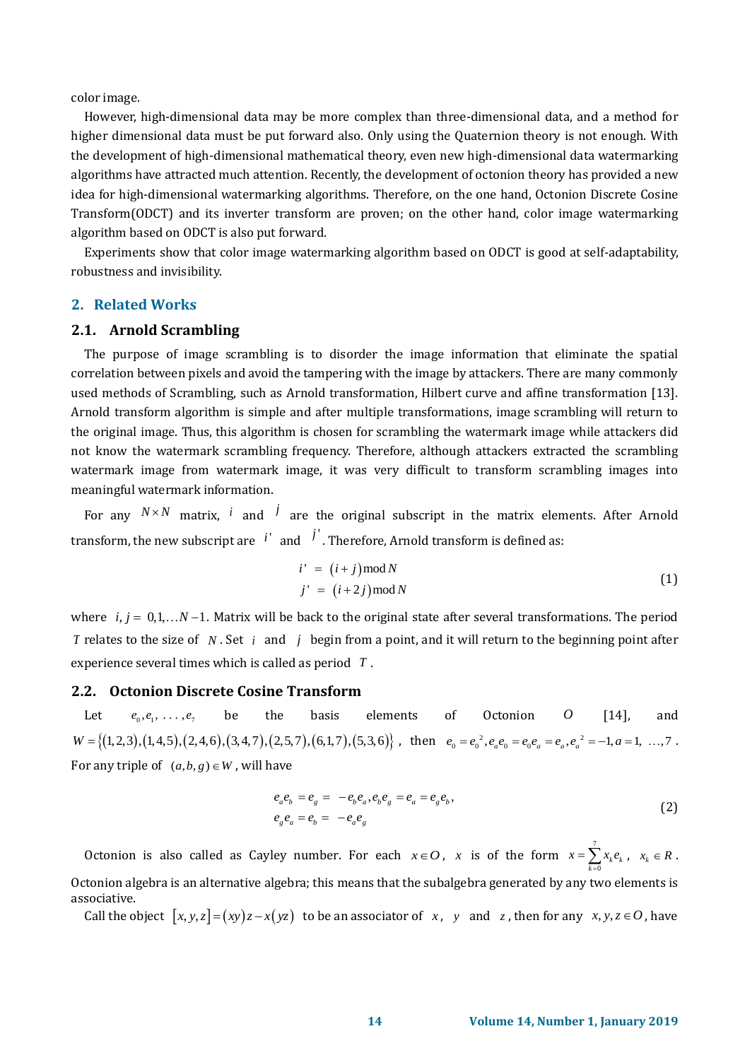color image.

However, high-dimensional data may be more complex than three-dimensional data, and a method for higher dimensional data must be put forward also. Only using the Quaternion theory is not enough. With the development of high-dimensional mathematical theory, even new high-dimensional data watermarking algorithms have attracted much attention. Recently, the development of octonion theory has provided a new idea for high-dimensional watermarking algorithms. Therefore, on the one hand, Octonion Discrete Cosine Transform(ODCT) and its inverter transform are proven; on the other hand, color image watermarking algorithm based on ODCT is also put forward.

Experiments show that color image watermarking algorithm based on ODCT is good at self-adaptability, robustness and invisibility.

## 2. Related Works

### 2.1. Arnold Scrambling

The purpose of image scrambling is to disorder the image information that eliminate the spatial correlation between pixels and avoid the tampering with the image by attackers. There are many commonly used methods of Scrambling, such as Arnold transformation, Hilbert curve and affine transformation [13]. Arnold transform algorithm is simple and after multiple transformations, image scrambling will return to the original image. Thus, this algorithm is chosen for scrambling the watermark image while attackers did not know the watermark scrambling frequency. Therefore, although attackers extracted the scrambling watermark image from watermark image, it was very difficult to transform scrambling images into meaningful watermark information.

For any $N \times N$ matrix, $i$ and $j$ are the original subscript in the matrix elements. After Arnold transform, the new subscript are $i'$ and $j'$. Therefore, Arnold transform is defined as:

$$
\begin{aligned}
i' &= (i+j) \bmod N \\
j' &= (i+2j) \bmod N
\end{aligned}
\tag{1}
$$

where $i, j = 0,1,\ldots N-1$. Matrix will be back to the original state after several transformations. The period $T$ relates to the size of $N$. Set $i$ and $j$ begin from a point, and it will return to the beginning point after experience several times which is called as period $T$.

### 2.2. Octonion Discrete Cosine Transform

Let $e_0, e_1, \ldots, e_7$ be the basis elements of Octonion $O$ [14], and $W = \{(1,2,3),(1,4,5),(2,4,6),(3,4,7),(2,5,7),(6,1,7),(5,3,6)\}$, then $e_0 = e_0^2, e_a e_0 = e_0 e_a = e_a, e_a^2 = -1, a = 1, \ldots, 7$. For any triple of $(a,b,g) \in W$, will have

$$
\begin{aligned}
&e_a e_b = e_g = -e_b e_a, e_b e_g = e_a = e_g e_b, \\
&e_g e_a = e_b = -e_a e_g
\end{aligned}
\tag{2}
$$

Octonion is also called as Cayley number. For each $x \in O$, $x$ is of the form $x = \sum_{k=0}^{7} x_k e_k$, $x_k \in R$. Octonion algebra is an alternative algebra; this means that the subalgebra generated by any two elements is associative.

Call the object $[x,y,z] = (xy)z - x(yz)$ to be an associator of $x$, $y$ and $z$, then for any $x,y,z \in O$, have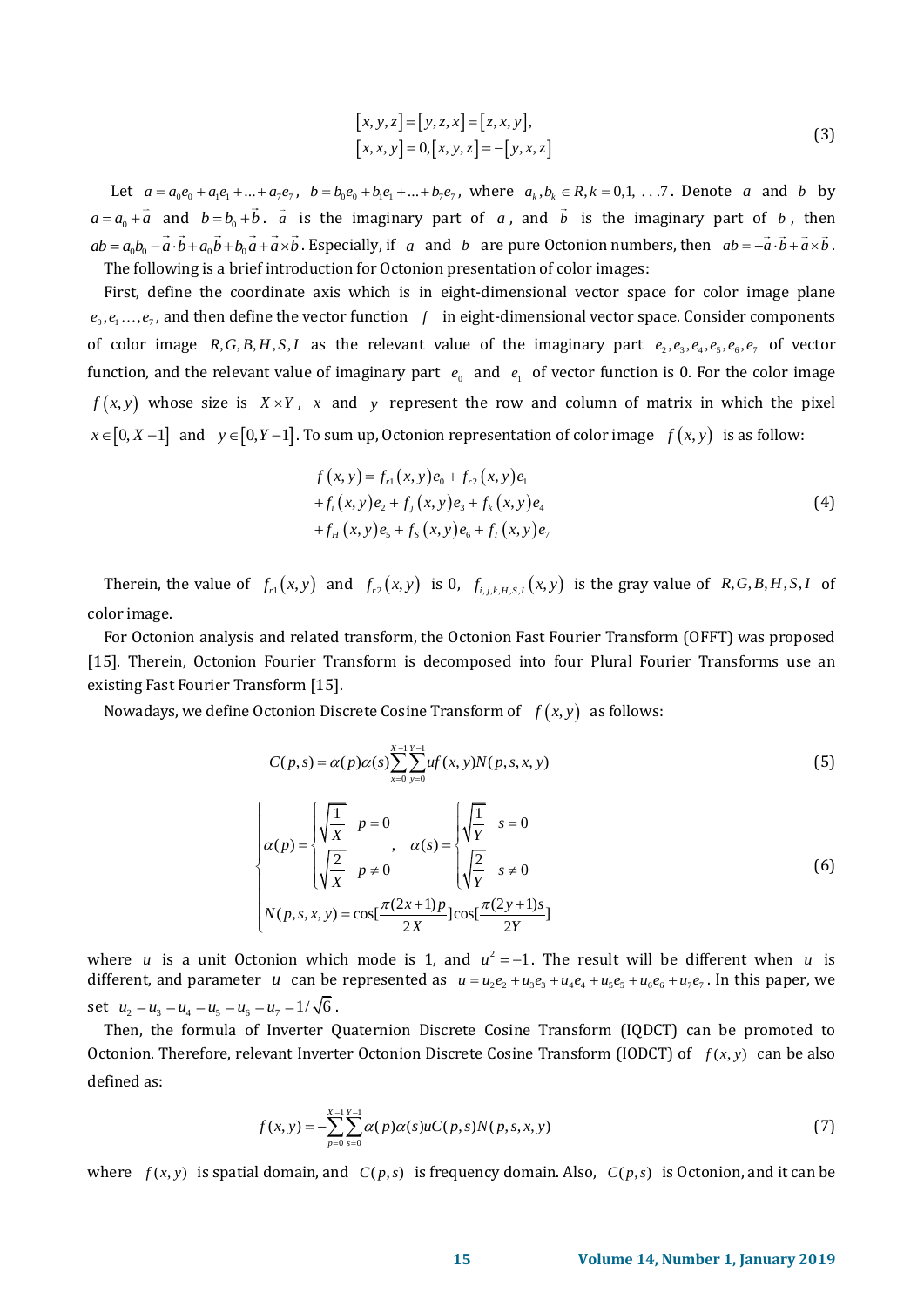$$
\begin{aligned}
&[x, y, z]=[y, z, x]=[z, x, y], \\
&[x, x, y]=0,[x, y, z]=-[y, x, z]
\end{aligned} \tag{3}
$$

Let $a = a_0e_0 + a_1e_1 + \ldots + a_7e_7$, $b = b_0e_0 + b_1e_1 + \ldots + b_7e_7$, where $a_k, b_k \in R, k = 0,1, \ldots 7$. Denote $a$ and $b$ by $a = a_0 + \vec{a}$ and $b = b_0 + \vec{b}$. $\vec{a}$ is the imaginary part of $a$, and $\vec{b}$ is the imaginary part of $b$, then $ab = a_0b_0 - \vec{a}\cdot\vec{b} + a_0\vec{b} + b_0\vec{a} + \vec{a}\times\vec{b}$. Especially, if $a$ and $b$ are pure Octonion numbers, then $ab = -\vec{a}\cdot\vec{b} + \vec{a}\times\vec{b}$.

The following is a brief introduction for Octonion presentation of color images:

First, define the coordinate axis which is in eight-dimensional vector space for color image plane $e_0, e_1 \ldots, e_7$, and then define the vector function $f$ in eight-dimensional vector space. Consider components of color image $R,G,B,H,S,I$ as the relevant value of the imaginary part $e_2,e_3,e_4,e_5,e_6,e_7$ of vector function, and the relevant value of imaginary part $e_0$ and $e_1$ of vector function is 0. For the color image $f(x,y)$ whose size is $X \times Y$, $x$ and $y$ represent the row and column of matrix in which the pixel $x \in [0, X-1]$ and $y \in [0, Y-1]$. To sum up, Octonion representation of color image $f(x,y)$ is as follow:

$$
\begin{aligned}
&f(x,y) = f_{r1}(x,y)e_0 + f_{r2}(x,y)e_1 \\
&+ f_i(x,y)e_2 + f_j(x,y)e_3 + f_k(x,y)e_4 \\
&+ f_H(x,y)e_5 + f_S(x,y)e_6 + f_I(x,y)e_7
\end{aligned} \tag{4}
$$

Therein, the value of $f_{r1}(x,y)$ and $f_{r2}(x,y)$ is 0, $f_{i,j,k,H,S,I}(x,y)$ is the gray value of $R,G,B,H,S,I$ of color image.

For Octonion analysis and related transform, the Octonion Fast Fourier Transform (OFFT) was proposed [15]. Therein, Octonion Fourier Transform is decomposed into four Plural Fourier Transforms use an existing Fast Fourier Transform [15].

Nowadays, we define Octonion Discrete Cosine Transform of $f(x,y)$ as follows:

$$
C(p,s) = \alpha(p)\alpha(s)\sum_{x=0}^{X-1}\sum_{y=0}^{Y-1} uf(x,y)N(p,s,x,y) \tag{5}
$$

$$
\begin{cases}
\alpha(p) = \begin{cases} \sqrt{\dfrac{1}{X}} & p = 0 \\ \sqrt{\dfrac{2}{X}} & p \neq 0 \end{cases}, \quad \alpha(s) = \begin{cases} \sqrt{\dfrac{1}{Y}} & s = 0 \\ \sqrt{\dfrac{2}{Y}} & s \neq 0 \end{cases} \\
N(p,s,x,y) = \cos[\dfrac{\pi(2x+1)p}{2X}]\cos[\dfrac{\pi(2y+1)s}{2Y}]
\end{cases} \tag{6}
$$

where $u$ is a unit Octonion which mode is 1, and $u^2 = -1$. The result will be different when $u$ is different, and parameter $u$ can be represented as $u = u_2e_2 + u_3e_3 + u_4e_4 + u_5e_5 + u_6e_6 + u_7e_7$. In this paper, we set $u_2 = u_3 = u_4 = u_5 = u_6 = u_7 = 1/\sqrt{6}$.

Then, the formula of Inverter Quaternion Discrete Cosine Transform (IQDCT) can be promoted to Octonion. Therefore, relevant Inverter Octonion Discrete Cosine Transform (IODCT) of $f(x,y)$ can be also defined as:

$$
f(x,y) = -\sum_{p=0}^{X-1}\sum_{s=0}^{Y-1} \alpha(p)\alpha(s)uC(p,s)N(p,s,x,y) \tag{7}
$$

where $f(x,y)$ is spatial domain, and $C(p,s)$ is frequency domain. Also, $C(p,s)$ is Octonion, and it can be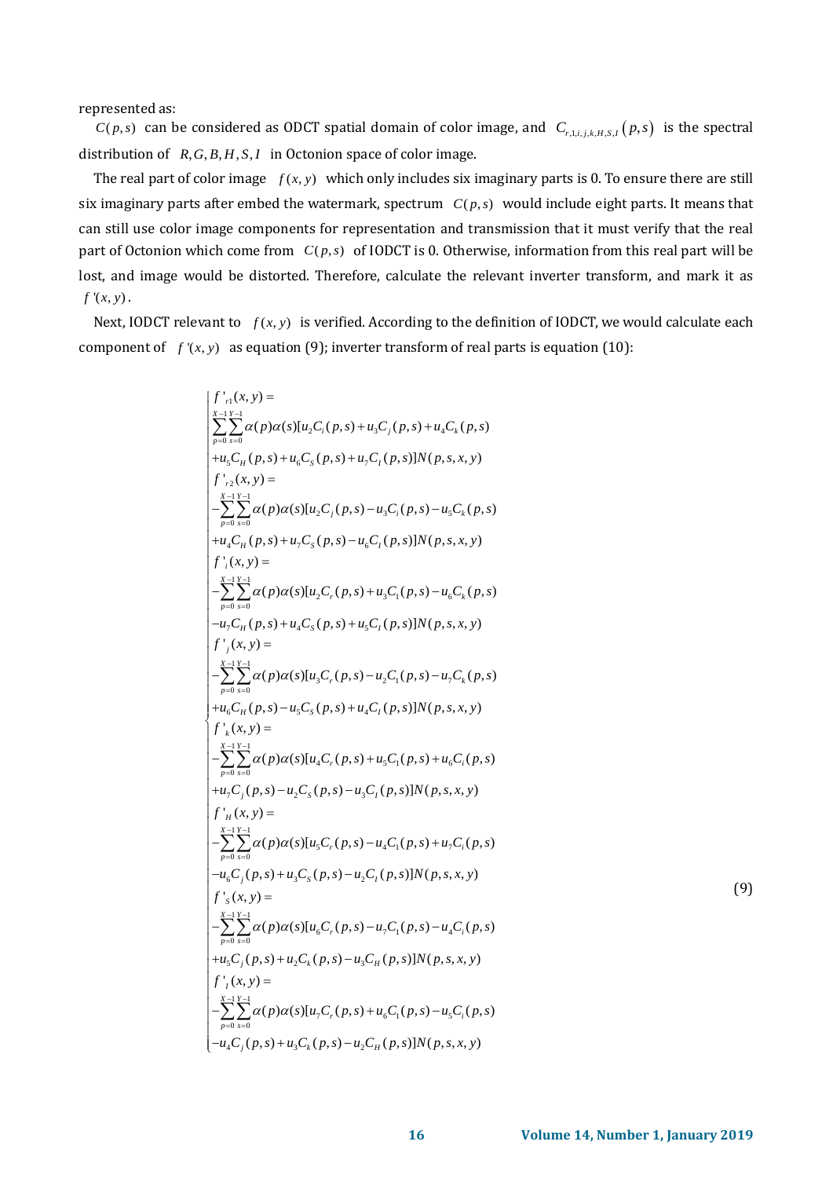represented as:

$C(p,s)$ can be considered as ODCT spatial domain of color image, and $C_{r,1,i,j,k,H,S,I}(p,s)$ is the spectral distribution of $R,G,B,H,S,I$ in Octonion space of color image.

The real part of color image $f(x,y)$ which only includes six imaginary parts is 0. To ensure there are still six imaginary parts after embed the watermark, spectrum $C(p,s)$ would include eight parts. It means that can still use color image components for representation and transmission that it must verify that the real part of Octonion which come from $C(p,s)$ of IODCT is 0. Otherwise, information from this real part will be lost, and image would be distorted. Therefore, calculate the relevant inverter transform, and mark it as $f'(x,y)$.

Next, IODCT relevant to $f(x,y)$ is verified. According to the definition of IODCT, we would calculate each component of $f'(x,y)$ as equation (9); inverter transform of real parts is equation (10):

$$
\begin{cases}
f'_{r1}(x,y) = \\
\sum_{p=0}^{X-1}\sum_{s=0}^{Y-1}\alpha(p)\alpha(s)[u_2C_i(p,s)+u_3C_j(p,s)+u_4C_k(p,s) \\
+u_5C_H(p,s)+u_6C_S(p,s)+u_7C_I(p,s)]N(p,s,x,y) \\
f'_{r2}(x,y) = \\
-\sum_{p=0}^{X-1}\sum_{s=0}^{Y-1}\alpha(p)\alpha(s)[u_2C_j(p,s)-u_3C_i(p,s)-u_5C_k(p,s) \\
+u_4C_H(p,s)+u_7C_S(p,s)-u_6C_I(p,s)]N(p,s,x,y) \\
f'_{i}(x,y) = \\
-\sum_{p=0}^{X-1}\sum_{s=0}^{Y-1}\alpha(p)\alpha(s)[u_2C_r(p,s)+u_3C_1(p,s)-u_6C_k(p,s) \\
-u_7C_H(p,s)+u_4C_S(p,s)+u_5C_I(p,s)]N(p,s,x,y) \\
f'_{j}(x,y) = \\
-\sum_{p=0}^{X-1}\sum_{s=0}^{Y-1}\alpha(p)\alpha(s)[u_3C_r(p,s)-u_2C_1(p,s)-u_7C_k(p,s) \\
+u_6C_H(p,s)-u_5C_S(p,s)+u_4C_I(p,s)]N(p,s,x,y) \\
f'_{k}(x,y) = \\
-\sum_{p=0}^{X-1}\sum_{s=0}^{Y-1}\alpha(p)\alpha(s)[u_4C_r(p,s)+u_5C_1(p,s)+u_6C_i(p,s) \\
+u_7C_j(p,s)-u_2C_S(p,s)-u_3C_I(p,s)]N(p,s,x,y) \\
f'_{H}(x,y) = \\
-\sum_{p=0}^{X-1}\sum_{s=0}^{Y-1}\alpha(p)\alpha(s)[u_5C_r(p,s)-u_4C_1(p,s)+u_7C_i(p,s) \\
-u_6C_j(p,s)+u_3C_S(p,s)-u_2C_I(p,s)]N(p,s,x,y) \\
f'_{S}(x,y) = \\
-\sum_{p=0}^{X-1}\sum_{s=0}^{Y-1}\alpha(p)\alpha(s)[u_6C_r(p,s)-u_7C_1(p,s)-u_4C_i(p,s) \\
+u_5C_j(p,s)+u_2C_k(p,s)-u_3C_H(p,s)]N(p,s,x,y) \\
f'_{I}(x,y) = \\
-\sum_{p=0}^{X-1}\sum_{s=0}^{Y-1}\alpha(p)\alpha(s)[u_7C_r(p,s)+u_6C_1(p,s)-u_5C_i(p,s) \\
-u_4C_j(p,s)+u_3C_k(p,s)-u_2C_H(p,s)]N(p,s,x,y)
\end{cases}
\tag{9}
$$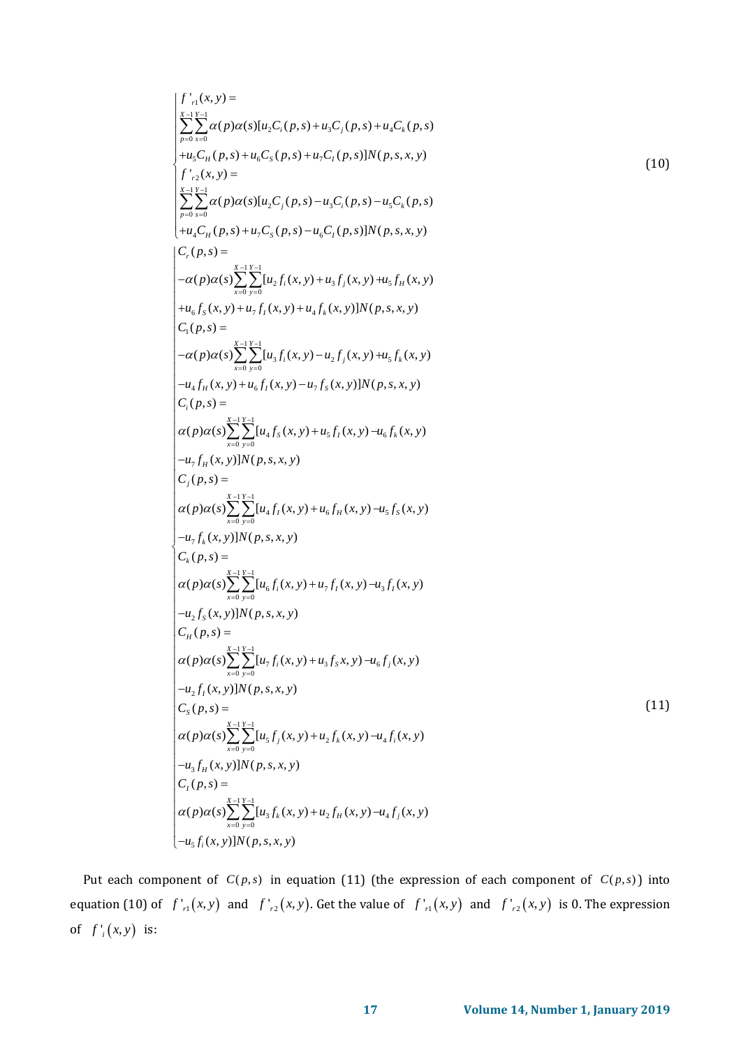$$
\begin{cases}
f'_{r1}(x,y) = \\
\sum_{p=0}^{X-1}\sum_{s=0}^{Y-1}\alpha(p)\alpha(s)[u_2C_i(p,s)+u_3C_j(p,s)+u_4C_k(p,s) \\
+u_5C_H(p,s)+u_6C_S(p,s)+u_7C_I(p,s)]N(p,s,x,y) \\
f'_{r2}(x,y) = \\
\sum_{p=0}^{X-1}\sum_{s=0}^{Y-1}\alpha(p)\alpha(s)[u_2C_j(p,s)-u_3C_i(p,s)-u_5C_k(p,s) \\
+u_4C_H(p,s)+u_7C_S(p,s)-u_6C_I(p,s)]N(p,s,x,y)
\end{cases}
\tag{10}
$$

$$
\begin{cases}
C_r(p,s) = \\
-\alpha(p)\alpha(s)\sum_{x=0}^{X-1}\sum_{y=0}^{Y-1}[u_2f_i(x,y)+u_3f_j(x,y)+u_5f_H(x,y) \\
+u_6f_S(x,y)+u_7f_I(x,y)+u_4f_k(x,y)]N(p,s,x,y) \\
C_1(p,s) = \\
-\alpha(p)\alpha(s)\sum_{x=0}^{X-1}\sum_{y=0}^{Y-1}[u_3f_i(x,y)-u_2f_j(x,y)+u_5f_k(x,y) \\
-u_4f_H(x,y)+u_6f_I(x,y)-u_7f_S(x,y)]N(p,s,x,y) \\
C_i(p,s) = \\
\alpha(p)\alpha(s)\sum_{x=0}^{X-1}\sum_{y=0}^{Y-1}[u_4f_S(x,y)+u_5f_I(x,y)-u_6f_k(x,y) \\
-u_7f_H(x,y)]N(p,s,x,y) \\
C_j(p,s) = \\
\alpha(p)\alpha(s)\sum_{x=0}^{X-1}\sum_{y=0}^{Y-1}[u_4f_I(x,y)+u_6f_H(x,y)-u_5f_S(x,y) \\
-u_7f_k(x,y)]N(p,s,x,y) \\
C_k(p,s) = \\
\alpha(p)\alpha(s)\sum_{x=0}^{X-1}\sum_{y=0}^{Y-1}[u_6f_i(x,y)+u_7f_I(x,y)-u_3f_I(x,y) \\
-u_2f_S(x,y)]N(p,s,x,y) \\
C_H(p,s) = \\
\alpha(p)\alpha(s)\sum_{x=0}^{X-1}\sum_{y=0}^{Y-1}[u_7f_i(x,y)+u_3f_Sx,y)-u_6f_j(x,y) \\
-u_2f_I(x,y)]N(p,s,x,y) \\
C_S(p,s) = \\
\alpha(p)\alpha(s)\sum_{x=0}^{X-1}\sum_{y=0}^{Y-1}[u_5f_j(x,y)+u_2f_k(x,y)-u_4f_i(x,y) \\
-u_3f_H(x,y)]N(p,s,x,y) \\
C_I(p,s) = \\
\alpha(p)\alpha(s)\sum_{x=0}^{X-1}\sum_{y=0}^{Y-1}[u_3f_k(x,y)+u_2f_H(x,y)-u_4f_j(x,y) \\
-u_5f_i(x,y)]N(p,s,x,y)
\end{cases}
\tag{11}
$$

Put each component of $C(p,s)$ in equation (11) (the expression of each component of $C(p,s)$) into equation (10) of $f'_{r1}(x,y)$ and $f'_{r2}(x,y)$. Get the value of $f'_{r1}(x,y)$ and $f'_{r2}(x,y)$ is 0. The expression of $f'_i(x,y)$ is: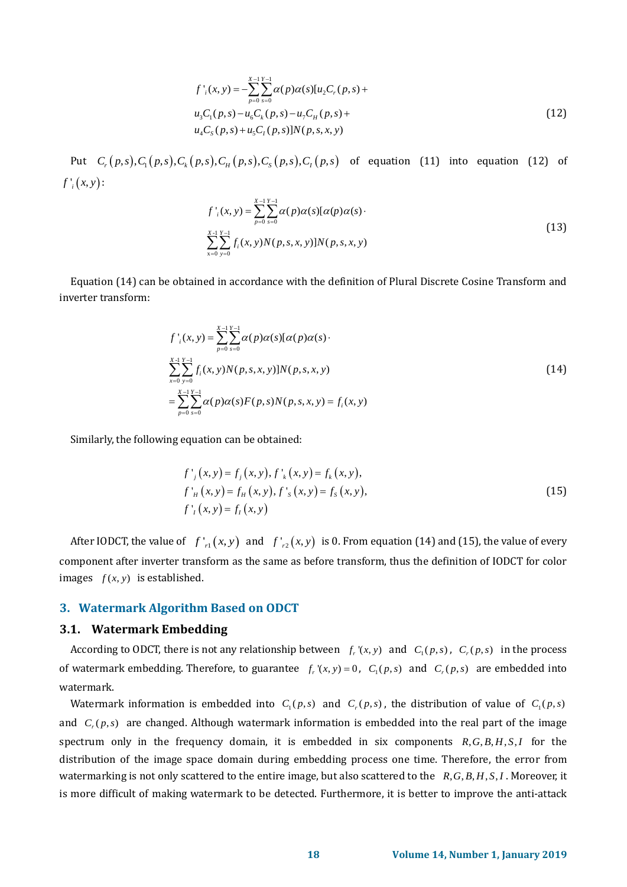$$
\begin{aligned}
f'_i(x,y) = &-\sum_{p=0}^{X-1}\sum_{s=0}^{Y-1}\alpha(p)\alpha(s)[u_2C_r(p,s)+ \\
&u_3C_1(p,s)-u_6C_k(p,s)-u_7C_H(p,s)+ \\
&u_4C_S(p,s)+u_5C_I(p,s)]N(p,s,x,y)
\end{aligned}
\tag{12}
$$

Put $C_r(p,s), C_1(p,s), C_k(p,s), C_H(p,s), C_S(p,s), C_I(p,s)$ of equation (11) into equation (12) of $f'_i(x,y)$:

$$
\begin{aligned}
f'_i(x,y) = &\sum_{p=0}^{X-1}\sum_{s=0}^{Y-1}\alpha(p)\alpha(s)[\alpha(p)\alpha(s)\cdot \\
&\sum_{x=0}^{X-1}\sum_{y=0}^{Y-1}f_i(x,y)N(p,s,x,y)]N(p,s,x,y)
\end{aligned}
\tag{13}
$$

Equation (14) can be obtained in accordance with the definition of Plural Discrete Cosine Transform and inverter transform:

$$
\begin{aligned}
f'_i(x,y) = &\sum_{p=0}^{X-1}\sum_{s=0}^{Y-1}\alpha(p)\alpha(s)[\alpha(p)\alpha(s)\cdot \\
&\sum_{x=0}^{X-1}\sum_{y=0}^{Y-1}f_i(x,y)N(p,s,x,y)]N(p,s,x,y) \\
= &\sum_{p=0}^{X-1}\sum_{s=0}^{Y-1}\alpha(p)\alpha(s)F(p,s)N(p,s,x,y) = f_i(x,y)
\end{aligned}
\tag{14}
$$

Similarly, the following equation can be obtained:

$$
\begin{aligned}
&f'_j(x,y) = f_j(x,y), f'_k(x,y) = f_k(x,y), \\
&f'_H(x,y) = f_H(x,y), f'_S(x,y) = f_S(x,y), \\
&f'_I(x,y) = f_I(x,y)
\end{aligned}
\tag{15}
$$

After IODCT, the value of $f'_{r1}(x,y)$ and $f'_{r2}(x,y)$ is 0. From equation (14) and (15), the value of every component after inverter transform as the same as before transform, thus the definition of IODCT for color images $f(x,y)$ is established.

## 3. Watermark Algorithm Based on ODCT

### 3.1. Watermark Embedding

According to ODCT, there is not any relationship between $f_r'(x,y)$ and $C_1(p,s)$, $C_r(p,s)$ in the process of watermark embedding. Therefore, to guarantee $f_r'(x,y)=0$, $C_1(p,s)$ and $C_r(p,s)$ are embedded into watermark.

Watermark information is embedded into $C_1(p,s)$ and $C_r(p,s)$, the distribution of value of $C_1(p,s)$ and $C_r(p,s)$ are changed. Although watermark information is embedded into the real part of the image spectrum only in the frequency domain, it is embedded in six components $R,G,B,H,S,I$ for the distribution of the image space domain during embedding process one time. Therefore, the error from watermarking is not only scattered to the entire image, but also scattered to the $R,G,B,H,S,I$. Moreover, it is more difficult of making watermark to be detected. Furthermore, it is better to improve the anti-attack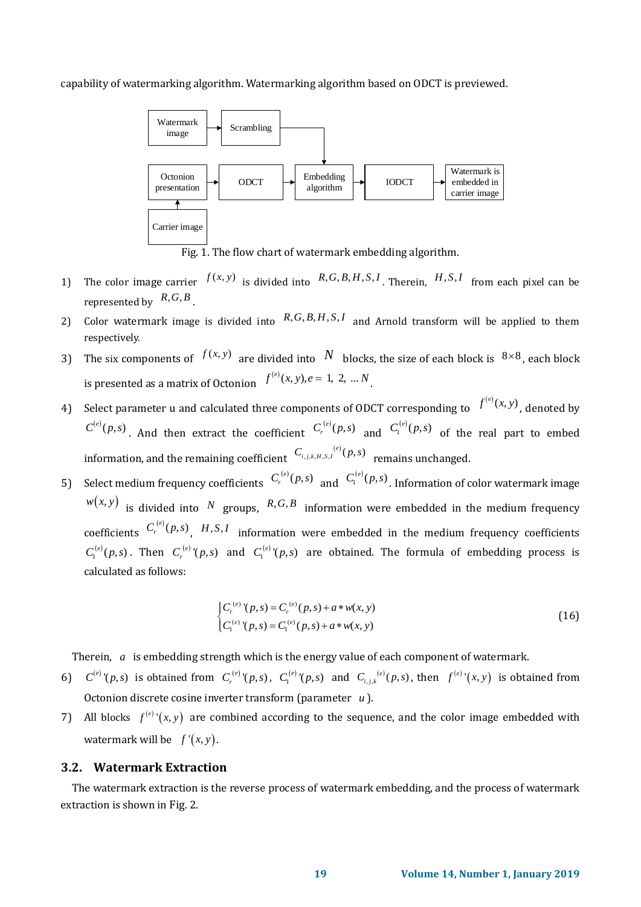capability of watermarking algorithm. Watermarking algorithm based on ODCT is previewed.

Fig. 1. The flow chart of watermark embedding algorithm.

1) The color image carrier $f(x,y)$ is divided into $R,G,B,H,S,I$. Therein, $H,S,I$ from each pixel can be represented by $R,G,B$.
2) Color watermark image is divided into $R,G,B,H,S,I$ and Arnold transform will be applied to them respectively.
3) The six components of $f(x,y)$ are divided into $N$ blocks, the size of each block is $8\times8$, each block is presented as a matrix of Octonion $f^{(e)}(x,y), e=1, 2, \ldots N$.
4) Select parameter u and calculated three components of ODCT corresponding to $f^{(e)}(x,y)$, denoted by $C^{(e)}(p,s)$. And then extract the coefficient $C_r^{(e)}(p,s)$ and $C_1^{(e)}(p,s)$ of the real part to embed information, and the remaining coefficient $C_{i,j,k,H,S,I}{}^{(e)}(p,s)$ remains unchanged.
5) Select medium frequency coefficients $C_r^{(e)}(p,s)$ and $C_1^{(e)}(p,s)$. Information of color watermark image $w(x,y)$ is divided into $N$ groups, $R,G,B$ information were embedded in the medium frequency coefficients $C_r^{(e)}(p,s)$, $H,S,I$ information were embedded in the medium frequency coefficients $C_1^{(e)}(p,s)$. Then $C_r^{(e)}{}'(p,s)$ and $C_1^{(e)}{}'(p,s)$ are obtained. The formula of embedding process is calculated as follows:

$$\begin{cases} C_r^{(e)}{}'(p,s) = C_r^{(e)}(p,s) + a * w(x,y) \\ C_1^{(e)}{}'(p,s) = C_1^{(e)}(p,s) + a * w(x,y) \end{cases} \tag{16}$$

Therein, $a$ is embedding strength which is the energy value of each component of watermark.

6) $C^{(e)}{}'(p,s)$ is obtained from $C_r^{(e)}{}'(p,s)$, $C_1^{(e)}{}'(p,s)$ and $C_{i,j,k}{}^{(e)}(p,s)$, then $f^{(e)}{}'(x,y)$ is obtained from Octonion discrete cosine inverter transform (parameter $u$).
7) All blocks $f^{(e)}{}'(x,y)$ are combined according to the sequence, and the color image embedded with watermark will be $f'(x,y)$.

## 3.2. Watermark Extraction

The watermark extraction is the reverse process of watermark embedding, and the process of watermark extraction is shown in Fig. 2.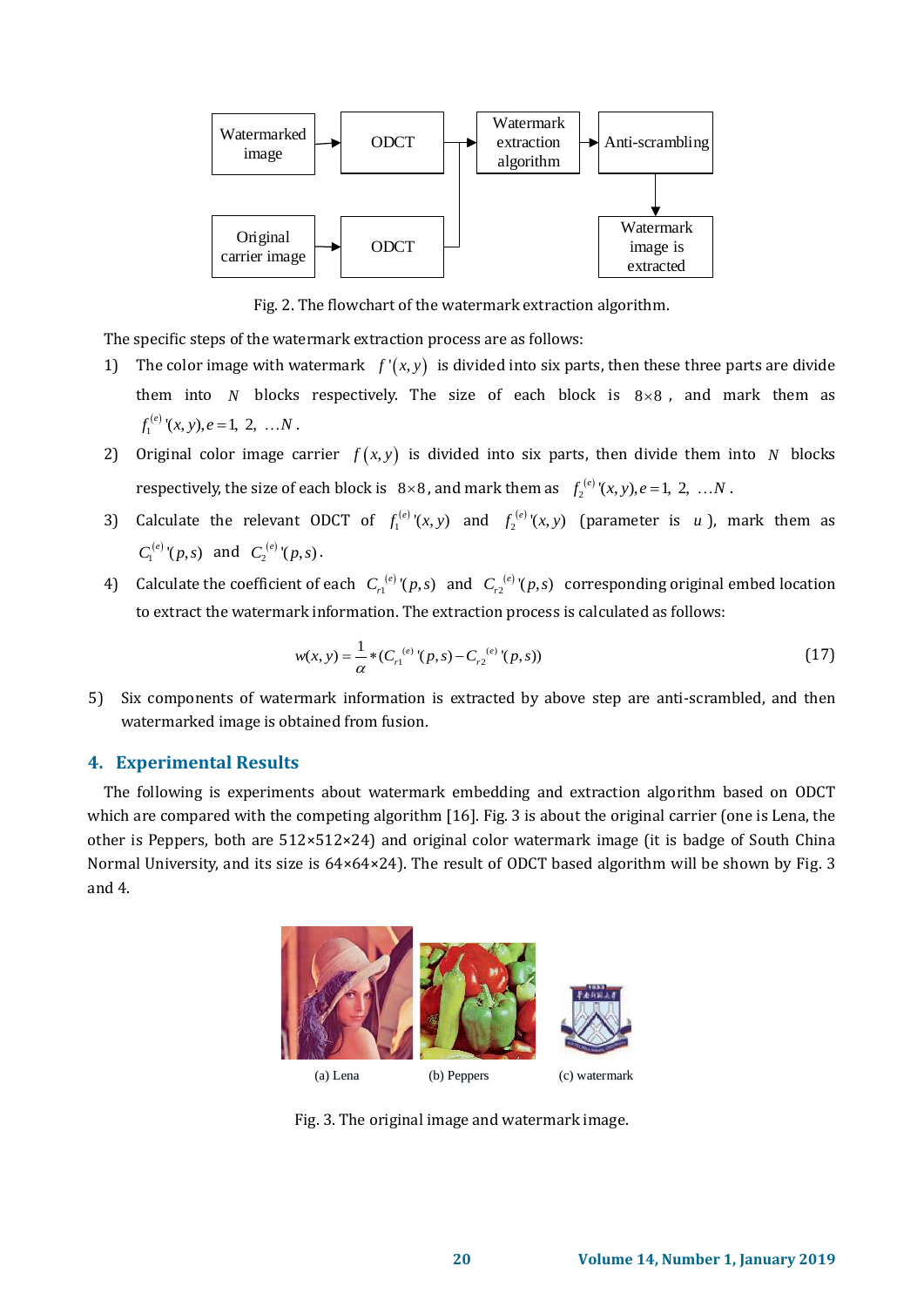Fig. 2. The flowchart of the watermark extraction algorithm.

The specific steps of the watermark extraction process are as follows:

1) The color image with watermark $f'(x,y)$ is divided into six parts, then these three parts are divide them into $N$ blocks respectively. The size of each block is $8\times8$, and mark them as $f_1^{(e)}{}'(x,y), e=1, 2, \ldots N$.
2) Original color image carrier $f(x,y)$ is divided into six parts, then divide them into $N$ blocks respectively, the size of each block is $8\times8$, and mark them as $f_2^{(e)}{}'(x,y), e=1, 2, \ldots N$.
3) Calculate the relevant ODCT of $f_1^{(e)}{}'(x,y)$ and $f_2^{(e)}{}'(x,y)$ (parameter is $u$), mark them as $C_1^{(e)}{}'(p,s)$ and $C_2^{(e)}{}'(p,s)$.
4) Calculate the coefficient of each $C_{r1}{}^{(e)}{}'(p,s)$ and $C_{r2}{}^{(e)}{}'(p,s)$ corresponding original embed location to extract the watermark information. The extraction process is calculated as follows:

$$w(x,y) = \frac{1}{\alpha} * (C_{r1}{}^{(e)}{}'(p,s) - C_{r2}{}^{(e)}{}'(p,s)) \tag{17}$$

5) Six components of watermark information is extracted by above step are anti-scrambled, and then watermarked image is obtained from fusion.

## 4. Experimental Results

The following is experiments about watermark embedding and extraction algorithm based on ODCT which are compared with the competing algorithm [16]. Fig. 3 is about the original carrier (one is Lena, the other is Peppers, both are 512×512×24) and original color watermark image (it is badge of South China Normal University, and its size is 64×64×24). The result of ODCT based algorithm will be shown by Fig. 3 and 4.

(a) Lena (b) Peppers (c) watermark

Fig. 3. The original image and watermark image.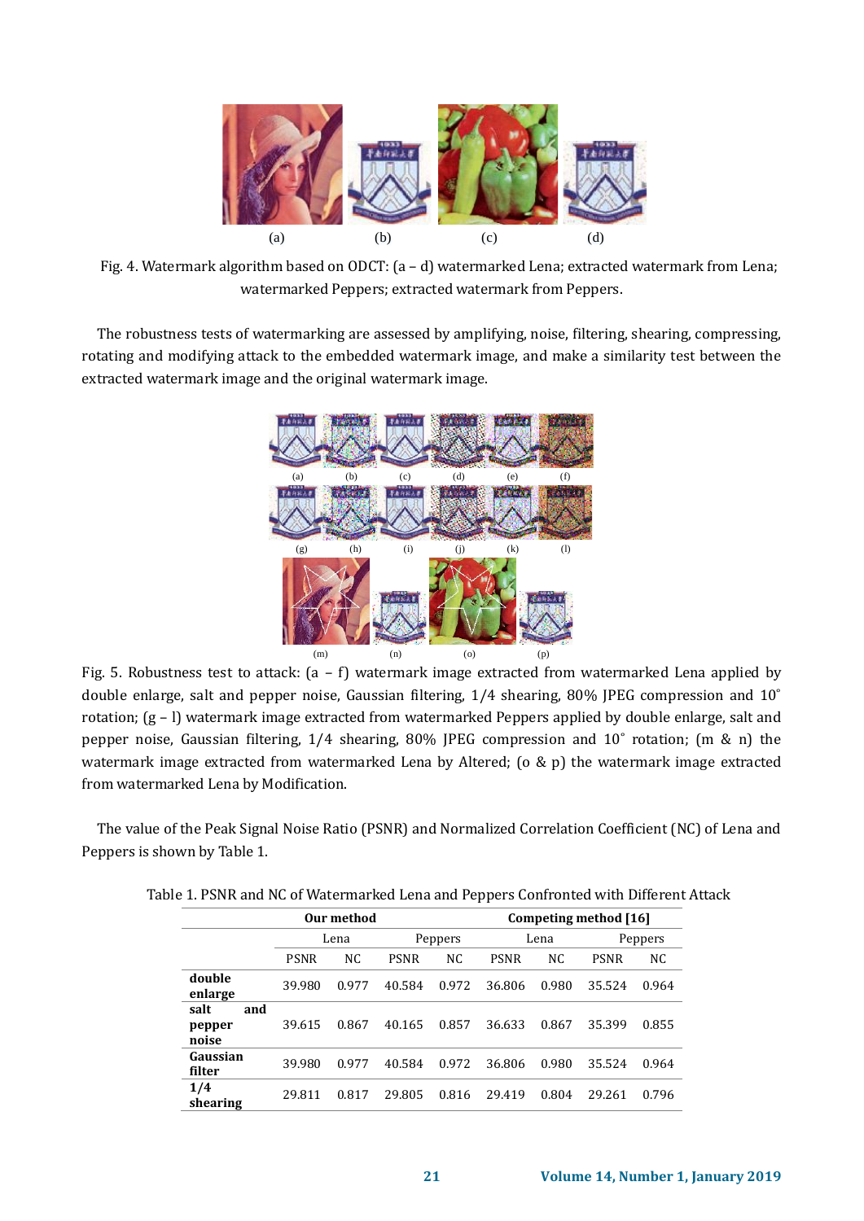Fig. 4. Watermark algorithm based on ODCT: (a – d) watermarked Lena; extracted watermark from Lena; watermarked Peppers; extracted watermark from Peppers.

The robustness tests of watermarking are assessed by amplifying, noise, filtering, shearing, compressing, rotating and modifying attack to the embedded watermark image, and make a similarity test between the extracted watermark image and the original watermark image.

Fig. 5. Robustness test to attack: (a – f) watermark image extracted from watermarked Lena applied by double enlarge, salt and pepper noise, Gaussian filtering, 1/4 shearing, 80% JPEG compression and 10° rotation; (g – l) watermark image extracted from watermarked Peppers applied by double enlarge, salt and pepper noise, Gaussian filtering, 1/4 shearing, 80% JPEG compression and 10° rotation; (m & n) the watermark image extracted from watermarked Lena by Altered; (o & p) the watermark image extracted from watermarked Lena by Modification.

The value of the Peak Signal Noise Ratio (PSNR) and Normalized Correlation Coefficient (NC) of Lena and Peppers is shown by Table 1.

Table 1. PSNR and NC of Watermarked Lena and Peppers Confronted with Different Attack

| | **Our method** | | | | **Competing method [16]** | | | |
|---|---|---|---|---|---|---|---|---|
| | Lena | | Peppers | | Lena | | Peppers | |
| | PSNR | NC | PSNR | NC | PSNR | NC | PSNR | NC |
| **double enlarge** | 39.980 | 0.977 | 40.584 | 0.972 | 36.806 | 0.980 | 35.524 | 0.964 |
| **salt and pepper noise** | 39.615 | 0.867 | 40.165 | 0.857 | 36.633 | 0.867 | 35.399 | 0.855 |
| **Gaussian filter** | 39.980 | 0.977 | 40.584 | 0.972 | 36.806 | 0.980 | 35.524 | 0.964 |
| **1/4 shearing** | 29.811 | 0.817 | 29.805 | 0.816 | 29.419 | 0.804 | 29.261 | 0.796 |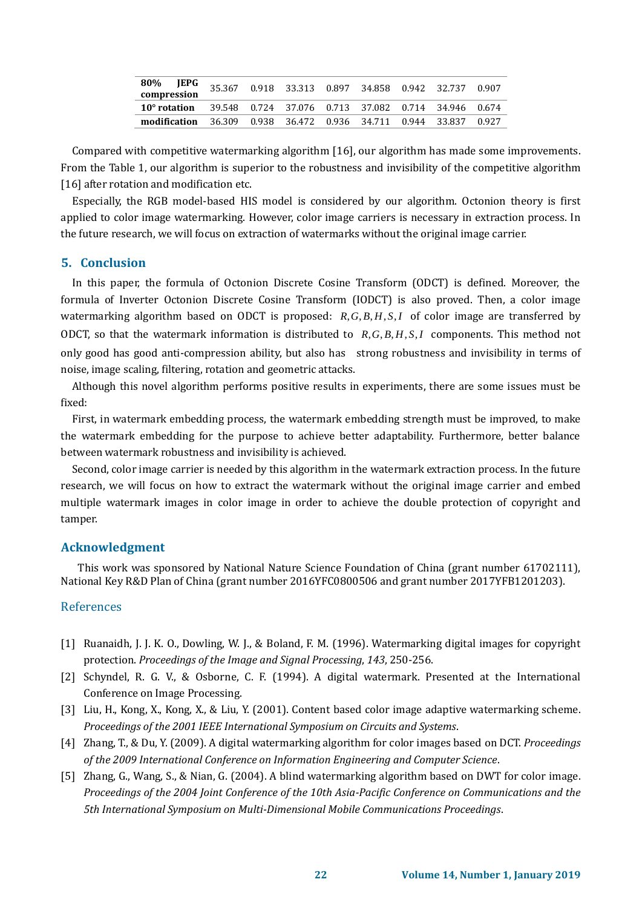| | | | | | | | | |
|---|---|---|---|---|---|---|---|---|
| **80% JEPG compression** | 35.367 | 0.918 | 33.313 | 0.897 | 34.858 | 0.942 | 32.737 | 0.907 |
| **10° rotation** | 39.548 | 0.724 | 37.076 | 0.713 | 37.082 | 0.714 | 34.946 | 0.674 |
| **modification** | 36.309 | 0.938 | 36.472 | 0.936 | 34.711 | 0.944 | 33.837 | 0.927 |

Compared with competitive watermarking algorithm [16], our algorithm has made some improvements. From the Table 1, our algorithm is superior to the robustness and invisibility of the competitive algorithm [16] after rotation and modification etc.

Especially, the RGB model-based HIS model is considered by our algorithm. Octonion theory is first applied to color image watermarking. However, color image carriers is necessary in extraction process. In the future research, we will focus on extraction of watermarks without the original image carrier.

## 5. Conclusion

In this paper, the formula of Octonion Discrete Cosine Transform (ODCT) is defined. Moreover, the formula of Inverter Octonion Discrete Cosine Transform (IODCT) is also proved. Then, a color image watermarking algorithm based on ODCT is proposed: $R, G, B, H, S, I$ of color image are transferred by ODCT, so that the watermark information is distributed to $R, G, B, H, S, I$ components. This method not only good has good anti-compression ability, but also has strong robustness and invisibility in terms of noise, image scaling, filtering, rotation and geometric attacks.

Although this novel algorithm performs positive results in experiments, there are some issues must be fixed:

First, in watermark embedding process, the watermark embedding strength must be improved, to make the watermark embedding for the purpose to achieve better adaptability. Furthermore, better balance between watermark robustness and invisibility is achieved.

Second, color image carrier is needed by this algorithm in the watermark extraction process. In the future research, we will focus on how to extract the watermark without the original image carrier and embed multiple watermark images in color image in order to achieve the double protection of copyright and tamper.

## Acknowledgment

This work was sponsored by National Nature Science Foundation of China (grant number 61702111), National Key R&D Plan of China (grant number 2016YFC0800506 and grant number 2017YFB1201203).

## References

[1] Ruanaidh, J. J. K. O., Dowling, W. J., & Boland, F. M. (1996). Watermarking digital images for copyright protection. *Proceedings of the Image and Signal Processing*, *143*, 250-256.

[2] Schyndel, R. G. V., & Osborne, C. F. (1994). A digital watermark. Presented at the International Conference on Image Processing.

[3] Liu, H., Kong, X., Kong, X., & Liu, Y. (2001). Content based color image adaptive watermarking scheme. *Proceedings of the 2001 IEEE International Symposium on Circuits and Systems*.

[4] Zhang, T., & Du, Y. (2009). A digital watermarking algorithm for color images based on DCT. *Proceedings of the 2009 International Conference on Information Engineering and Computer Science*.

[5] Zhang, G., Wang, S., & Nian, G. (2004). A blind watermarking algorithm based on DWT for color image. *Proceedings of the 2004 Joint Conference of the 10th Asia-Pacific Conference on Communications and the 5th International Symposium on Multi-Dimensional Mobile Communications Proceedings*.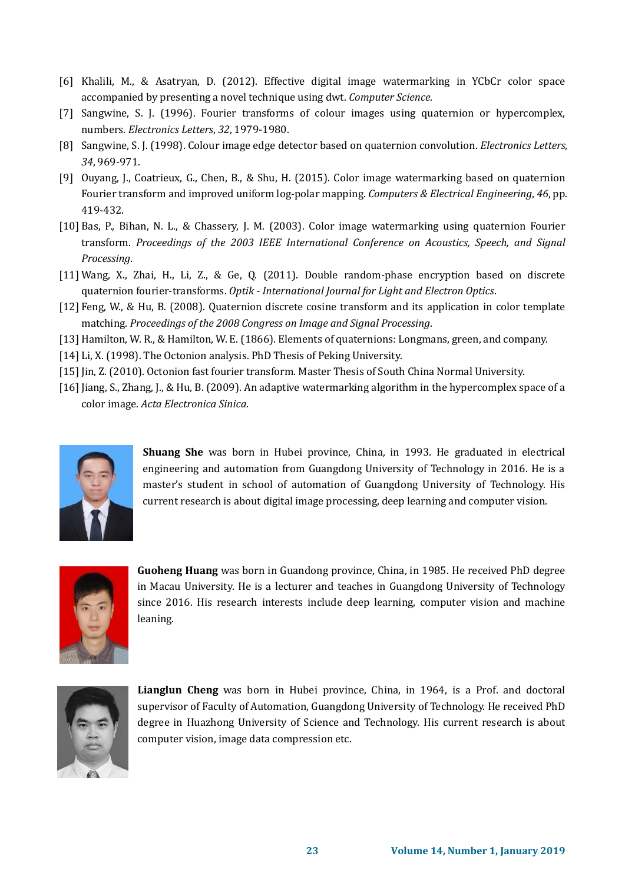[6] Khalili, M., & Asatryan, D. (2012). Effective digital image watermarking in YCbCr color space accompanied by presenting a novel technique using dwt. *Computer Science*.

[7] Sangwine, S. J. (1996). Fourier transforms of colour images using quaternion or hypercomplex, numbers. *Electronics Letters*, *32*, 1979-1980.

[8] Sangwine, S. J. (1998). Colour image edge detector based on quaternion convolution. *Electronics Letters*, *34*, 969-971.

[9] Ouyang, J., Coatrieux, G., Chen, B., & Shu, H. (2015). Color image watermarking based on quaternion Fourier transform and improved uniform log-polar mapping. *Computers & Electrical Engineering*, *46*, pp. 419-432.

[10] Bas, P., Bihan, N. L., & Chassery, J. M. (2003). Color image watermarking using quaternion Fourier transform. *Proceedings of the 2003 IEEE International Conference on Acoustics, Speech, and Signal Processing*.

[11] Wang, X., Zhai, H., Li, Z., & Ge, Q. (2011). Double random-phase encryption based on discrete quaternion fourier-transforms. *Optik - International Journal for Light and Electron Optics*.

[12] Feng, W., & Hu, B. (2008). Quaternion discrete cosine transform and its application in color template matching. *Proceedings of the 2008 Congress on Image and Signal Processing*.

[13] Hamilton, W. R., & Hamilton, W. E. (1866). Elements of quaternions: Longmans, green, and company.

[14] Li, X. (1998). The Octonion analysis. PhD Thesis of Peking University.

[15] Jin, Z. (2010). Octonion fast fourier transform. Master Thesis of South China Normal University.

[16] Jiang, S., Zhang, J., & Hu, B. (2009). An adaptive watermarking algorithm in the hypercomplex space of a color image. *Acta Electronica Sinica*.

**Shuang She** was born in Hubei province, China, in 1993. He graduated in electrical engineering and automation from Guangdong University of Technology in 2016. He is a master's student in school of automation of Guangdong University of Technology. His current research is about digital image processing, deep learning and computer vision.

**Guoheng Huang** was born in Guandong province, China, in 1985. He received PhD degree in Macau University. He is a lecturer and teaches in Guangdong University of Technology since 2016. His research interests include deep learning, computer vision and machine leaning.

**Lianglun Cheng** was born in Hubei province, China, in 1964, is a Prof. and doctoral supervisor of Faculty of Automation, Guangdong University of Technology. He received PhD degree in Huazhong University of Science and Technology. His current research is about computer vision, image data compression etc.